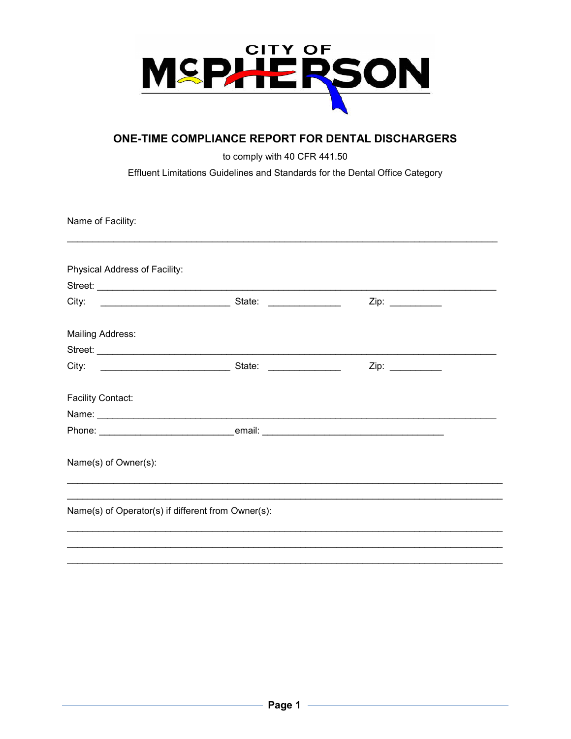CITY OF McPHERSON

## ONE-TIME COMPLIANCE REPORT FOR DENTAL DISCHARGERS

to comply with 40 CFR 441.50

Effluent Limitations Guidelines and Standards for the Dental Office Category

Name of Facility:

______________________________________________________________________________

Physical Address of Facility:

Street: ______________________________________________________________________

City: ________________________ State: _____________ Zip: __________

Mailing Address:

Street: ______________________________________________________________________

City: ________________________ State: _____________ Zip: __________

Facility Contact:

Name: ______________________________________________________________________

Phone: ________________________ email: ________________________________

Name(s) of Owner(s):

______________________________________________________________________________

______________________________________________________________________________

Name(s) of Operator(s) if different from Owner(s):

______________________________________________________________________________

______________________________________________________________________________

______________________________________________________________________________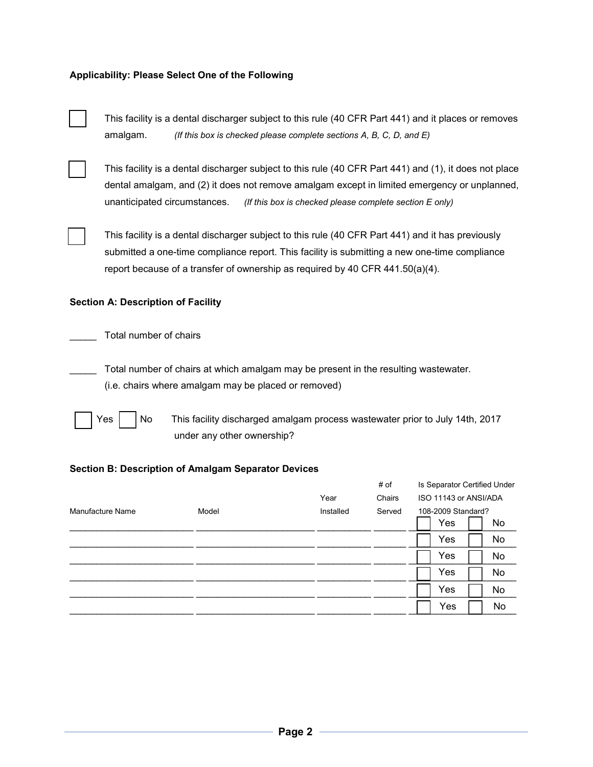**Applicability: Please Select One of the Following**

☐ This facility is a dental discharger subject to this rule (40 CFR Part 441) and it places or removes amalgam. *(If this box is checked please complete sections A, B, C, D, and E)*

☐ This facility is a dental discharger subject to this rule (40 CFR Part 441) and (1), it does not place dental amalgam, and (2) it does not remove amalgam except in limited emergency or unplanned, unanticipated circumstances. *(If this box is checked please complete section E only)*

☐ This facility is a dental discharger subject to this rule (40 CFR Part 441) and it has previously submitted a one-time compliance report. This facility is submitting a new one-time compliance report because of a transfer of ownership as required by 40 CFR 441.50(a)(4).

**Section A: Description of Facility**

_____ Total number of chairs

_____ Total number of chairs at which amalgam may be present in the resulting wastewater. (i.e. chairs where amalgam may be placed or removed)

☐ Yes ☐ No This facility discharged amalgam process wastewater prior to July 14th, 2017 under any other ownership?

**Section B: Description of Amalgam Separator Devices**

| Manufacture Name | Model | Year Installed | # of Chairs Served | Is Separator Certified Under ISO 11143 or ANSI/ADA 108-2009 Standard? |
|---|---|---|---|---|
| | | | | ☐ Yes ☐ No |
| | | | | ☐ Yes ☐ No |
| | | | | ☐ Yes ☐ No |
| | | | | ☐ Yes ☐ No |
| | | | | ☐ Yes ☐ No |
| | | | | ☐ Yes ☐ No |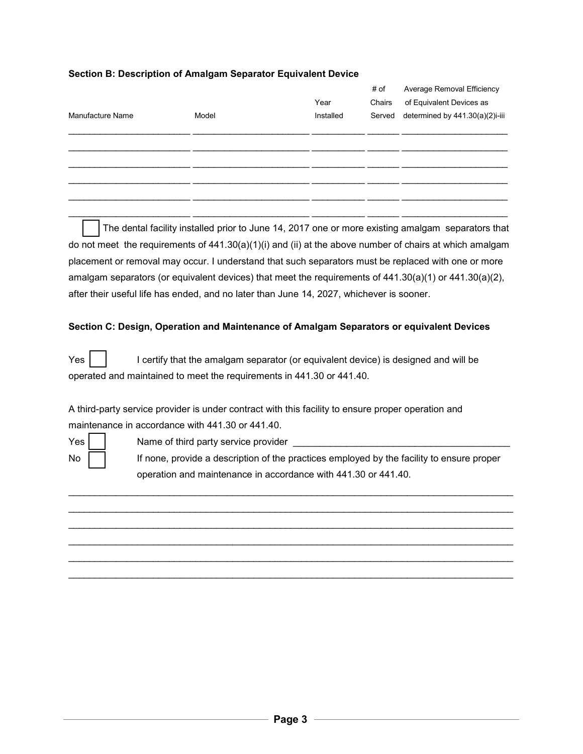**Section B: Description of Amalgam Separator Equivalent Device**

| Manufacture Name | Model | Year Installed | # of Chairs Served | Average Removal Efficiency of Equivalent Devices as determined by 441.30(a)(2)i-iii |
|---|---|---|---|---|
| | | | | |
| | | | | |
| | | | | |
| | | | | |
| | | | | |
| | | | | |

☐ The dental facility installed prior to June 14, 2017 one or more existing amalgam separators that do not meet the requirements of 441.30(a)(1)(i) and (ii) at the above number of chairs at which amalgam placement or removal may occur. I understand that such separators must be replaced with one or more amalgam separators (or equivalent devices) that meet the requirements of 441.30(a)(1) or 441.30(a)(2), after their useful life has ended, and no later than June 14, 2027, whichever is sooner.

**Section C: Design, Operation and Maintenance of Amalgam Separators or equivalent Devices**

Yes ☐ I certify that the amalgam separator (or equivalent device) is designed and will be operated and maintained to meet the requirements in 441.30 or 441.40.

A third-party service provider is under contract with this facility to ensure proper operation and maintenance in accordance with 441.30 or 441.40.

Yes ☐ Name of third party service provider ________________________________________

No ☐ If none, provide a description of the practices employed by the facility to ensure proper operation and maintenance in accordance with 441.30 or 441.40.

______________________________________________________________________________________

______________________________________________________________________________________

______________________________________________________________________________________

______________________________________________________________________________________

______________________________________________________________________________________

______________________________________________________________________________________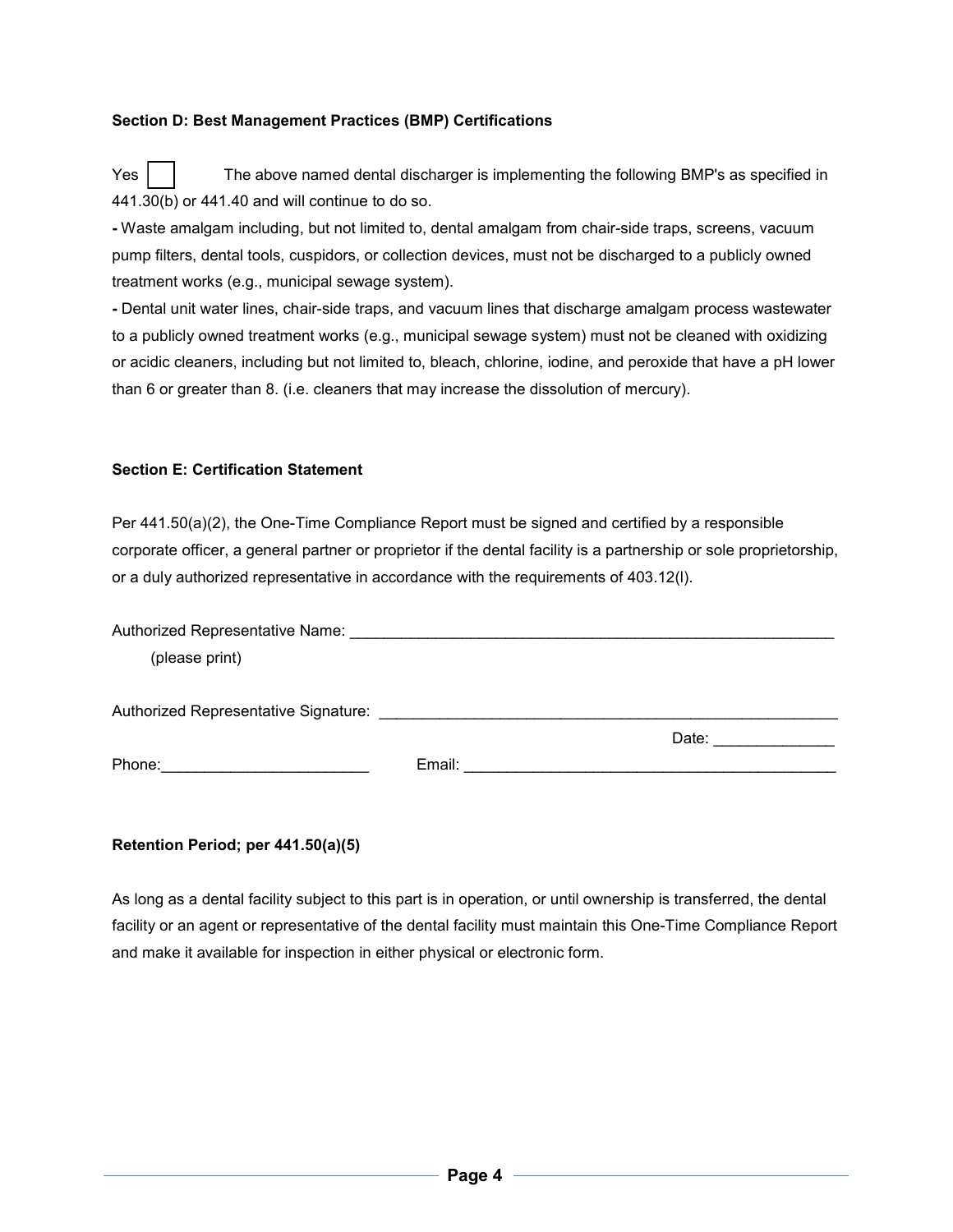**Section D: Best Management Practices (BMP) Certifications**

Yes ☐ The above named dental discharger is implementing the following BMP's as specified in 441.30(b) or 441.40 and will continue to do so.

- Waste amalgam including, but not limited to, dental amalgam from chair-side traps, screens, vacuum pump filters, dental tools, cuspidors, or collection devices, must not be discharged to a publicly owned treatment works (e.g., municipal sewage system).
- Dental unit water lines, chair-side traps, and vacuum lines that discharge amalgam process wastewater to a publicly owned treatment works (e.g., municipal sewage system) must not be cleaned with oxidizing or acidic cleaners, including but not limited to, bleach, chlorine, iodine, and peroxide that have a pH lower than 6 or greater than 8. (i.e. cleaners that may increase the dissolution of mercury).

**Section E: Certification Statement**

Per 441.50(a)(2), the One-Time Compliance Report must be signed and certified by a responsible corporate officer, a general partner or proprietor if the dental facility is a partnership or sole proprietorship, or a duly authorized representative in accordance with the requirements of 403.12(l).

Authorized Representative Name: ___________________________________________________________
(please print)

Authorized Representative Signature: ________________________________________________________

Date: ______________

Phone:________________________ Email: _____________________________________________

**Retention Period; per 441.50(a)(5)**

As long as a dental facility subject to this part is in operation, or until ownership is transferred, the dental facility or an agent or representative of the dental facility must maintain this One-Time Compliance Report and make it available for inspection in either physical or electronic form.